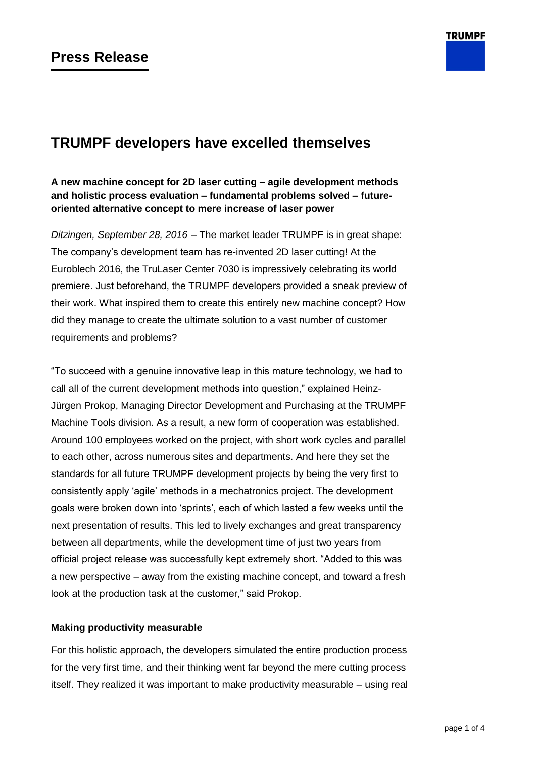# Press Release

## TRUMPF developers have excelled themselves

**A new machine concept for 2D laser cutting – agile development methods and holistic process evaluation – fundamental problems solved – future-oriented alternative concept to mere increase of laser power**

*Ditzingen, September 28, 2016* – The market leader TRUMPF is in great shape: The company's development team has re-invented 2D laser cutting! At the Euroblech 2016, the TruLaser Center 7030 is impressively celebrating its world premiere. Just beforehand, the TRUMPF developers provided a sneak preview of their work. What inspired them to create this entirely new machine concept? How did they manage to create the ultimate solution to a vast number of customer requirements and problems?

"To succeed with a genuine innovative leap in this mature technology, we had to call all of the current development methods into question," explained Heinz-Jürgen Prokop, Managing Director Development and Purchasing at the TRUMPF Machine Tools division. As a result, a new form of cooperation was established. Around 100 employees worked on the project, with short work cycles and parallel to each other, across numerous sites and departments. And here they set the standards for all future TRUMPF development projects by being the very first to consistently apply 'agile' methods in a mechatronics project. The development goals were broken down into 'sprints', each of which lasted a few weeks until the next presentation of results. This led to lively exchanges and great transparency between all departments, while the development time of just two years from official project release was successfully kept extremely short. "Added to this was a new perspective – away from the existing machine concept, and toward a fresh look at the production task at the customer," said Prokop.

### Making productivity measurable

For this holistic approach, the developers simulated the entire production process for the very first time, and their thinking went far beyond the mere cutting process itself. They realized it was important to make productivity measurable – using real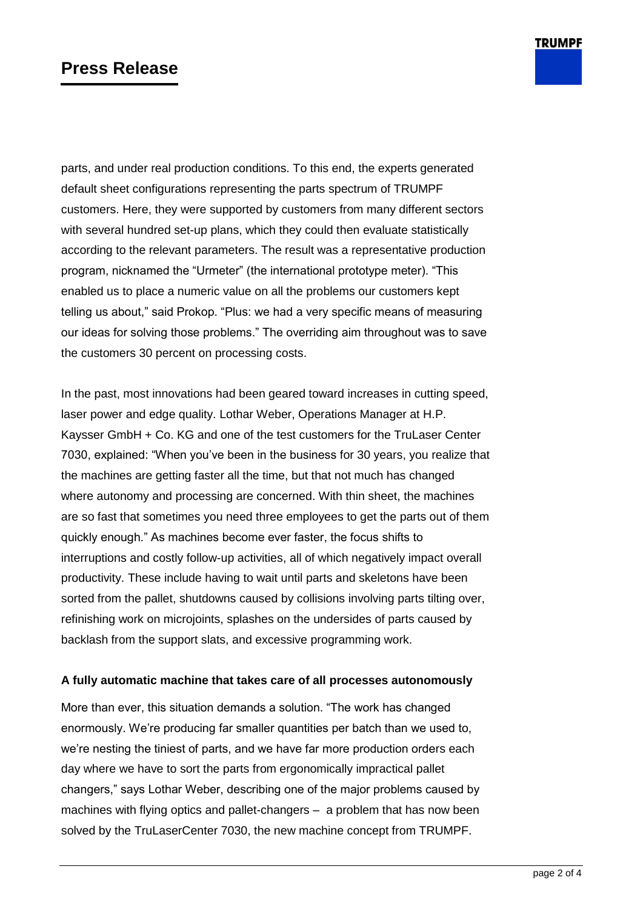parts, and under real production conditions. To this end, the experts generated default sheet configurations representing the parts spectrum of TRUMPF customers. Here, they were supported by customers from many different sectors with several hundred set-up plans, which they could then evaluate statistically according to the relevant parameters. The result was a representative production program, nicknamed the "Urmeter" (the international prototype meter). "This enabled us to place a numeric value on all the problems our customers kept telling us about," said Prokop. "Plus: we had a very specific means of measuring our ideas for solving those problems." The overriding aim throughout was to save the customers 30 percent on processing costs.

In the past, most innovations had been geared toward increases in cutting speed, laser power and edge quality. Lothar Weber, Operations Manager at H.P. Kaysser GmbH + Co. KG and one of the test customers for the TruLaser Center 7030, explained: "When you've been in the business for 30 years, you realize that the machines are getting faster all the time, but that not much has changed where autonomy and processing are concerned. With thin sheet, the machines are so fast that sometimes you need three employees to get the parts out of them quickly enough." As machines become ever faster, the focus shifts to interruptions and costly follow-up activities, all of which negatively impact overall productivity. These include having to wait until parts and skeletons have been sorted from the pallet, shutdowns caused by collisions involving parts tilting over, refinishing work on microjoints, splashes on the undersides of parts caused by backlash from the support slats, and excessive programming work.

**A fully automatic machine that takes care of all processes autonomously**

More than ever, this situation demands a solution. "The work has changed enormously. We're producing far smaller quantities per batch than we used to, we're nesting the tiniest of parts, and we have far more production orders each day where we have to sort the parts from ergonomically impractical pallet changers," says Lothar Weber, describing one of the major problems caused by machines with flying optics and pallet-changers – a problem that has now been solved by the TruLaserCenter 7030, the new machine concept from TRUMPF.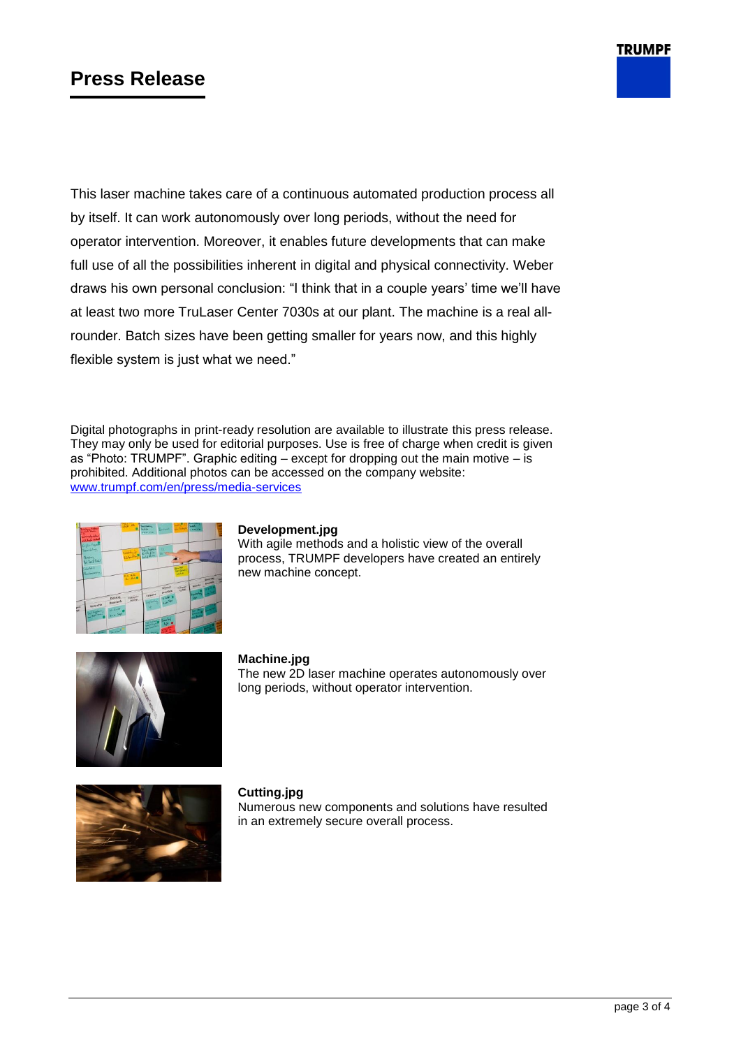This laser machine takes care of a continuous automated production process all by itself. It can work autonomously over long periods, without the need for operator intervention. Moreover, it enables future developments that can make full use of all the possibilities inherent in digital and physical connectivity. Weber draws his own personal conclusion: “I think that in a couple years’ time we’ll have at least two more TruLaser Center 7030s at our plant. The machine is a real all-rounder. Batch sizes have been getting smaller for years now, and this highly flexible system is just what we need.”

Digital photographs in print-ready resolution are available to illustrate this press release. They may only be used for editorial purposes. Use is free of charge when credit is given as “Photo: TRUMPF”. Graphic editing – except for dropping out the main motive – is prohibited. Additional photos can be accessed on the company website: [www.trumpf.com/en/press/media-services](http://www.trumpf.com/en/press/media-services)

**Development.jpg**
With agile methods and a holistic view of the overall process, TRUMPF developers have created an entirely new machine concept.

**Machine.jpg**
The new 2D laser machine operates autonomously over long periods, without operator intervention.

**Cutting.jpg**
Numerous new components and solutions have resulted in an extremely secure overall process.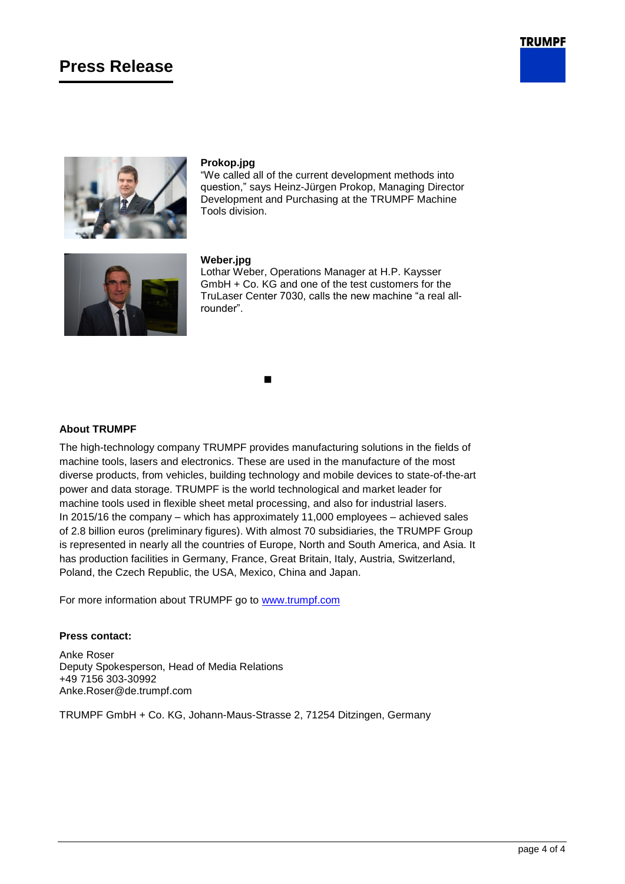**Prokop.jpg**
“We called all of the current development methods into question,” says Heinz-Jürgen Prokop, Managing Director Development and Purchasing at the TRUMPF Machine Tools division.

**Weber.jpg**
Lothar Weber, Operations Manager at H.P. Kaysser GmbH + Co. KG and one of the test customers for the TruLaser Center 7030, calls the new machine “a real all-rounder”.

■

**About TRUMPF**

The high-technology company TRUMPF provides manufacturing solutions in the fields of machine tools, lasers and electronics. These are used in the manufacture of the most diverse products, from vehicles, building technology and mobile devices to state-of-the-art power and data storage. TRUMPF is the world technological and market leader for machine tools used in flexible sheet metal processing, and also for industrial lasers.
In 2015/16 the company – which has approximately 11,000 employees – achieved sales of 2.8 billion euros (preliminary figures). With almost 70 subsidiaries, the TRUMPF Group is represented in nearly all the countries of Europe, North and South America, and Asia. It has production facilities in Germany, France, Great Britain, Italy, Austria, Switzerland, Poland, the Czech Republic, the USA, Mexico, China and Japan.

For more information about TRUMPF go to www.trumpf.com

**Press contact:**

Anke Roser
Deputy Spokesperson, Head of Media Relations
+49 7156 303-30992
Anke.Roser@de.trumpf.com

TRUMPF GmbH + Co. KG, Johann-Maus-Strasse 2, 71254 Ditzingen, Germany